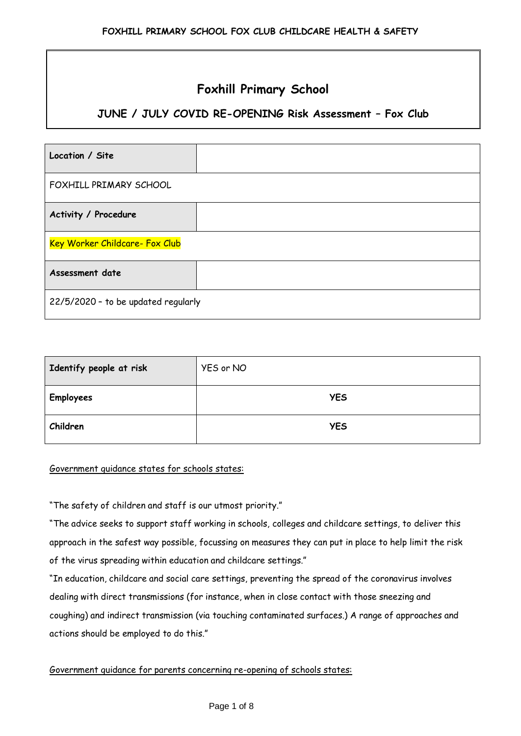# Foxhill Primary School

## JUNE / JULY COVID RE-OPENING Risk Assessment – Fox Club

| **Location / Site** | |
|---|---|
| FOXHILL PRIMARY SCHOOL | |
| **Activity / Procedure** | |
| Key Worker Childcare- Fox Club | |
| **Assessment date** | |
| 22/5/2020 – to be updated regularly | |

| **Identify people at risk** | YES or NO |
|---|---|
| **Employees** | **YES** |
| **Children** | **YES** |

Government guidance states for schools states:

"The safety of children and staff is our utmost priority."

"The advice seeks to support staff working in schools, colleges and childcare settings, to deliver this approach in the safest way possible, focussing on measures they can put in place to help limit the risk of the virus spreading within education and childcare settings."

"In education, childcare and social care settings, preventing the spread of the coronavirus involves dealing with direct transmissions (for instance, when in close contact with those sneezing and coughing) and indirect transmission (via touching contaminated surfaces.) A range of approaches and actions should be employed to do this."

Government guidance for parents concerning re-opening of schools states: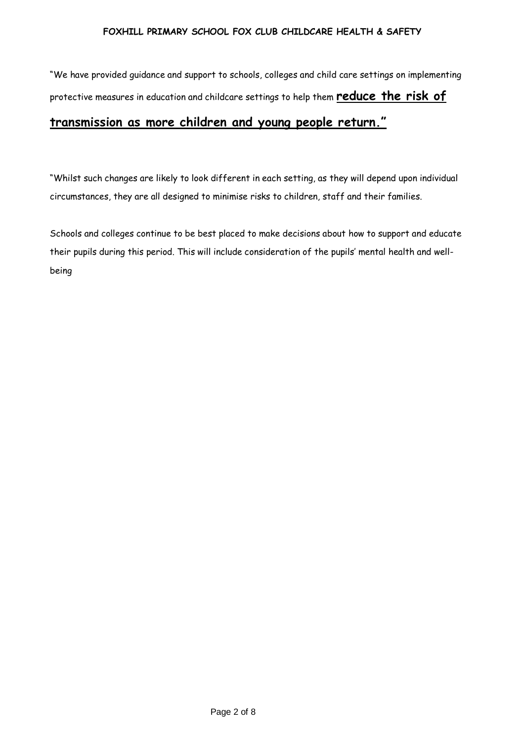"We have provided guidance and support to schools, colleges and child care settings on implementing protective measures in education and childcare settings to help them **reduce the risk of transmission as more children and young people return."**

"Whilst such changes are likely to look different in each setting, as they will depend upon individual circumstances, they are all designed to minimise risks to children, staff and their families.

Schools and colleges continue to be best placed to make decisions about how to support and educate their pupils during this period. This will include consideration of the pupils' mental health and well-being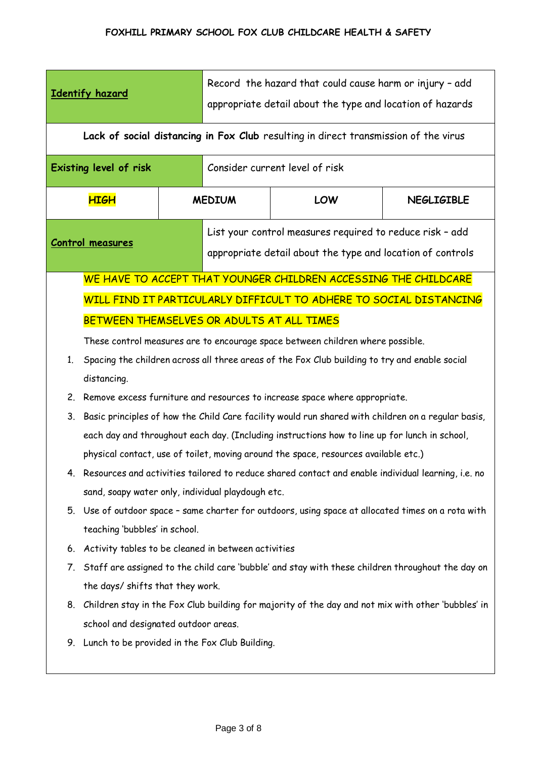| **Identify hazard** | Record the hazard that could cause harm or injury – add appropriate detail about the type and location of hazards | | |
|---|---|---|---|
| **Lack of social distancing in Fox Club** resulting in direct transmission of the virus | | | |
| **Existing level of risk** | Consider current level of risk | | |
| **HIGH** | **MEDIUM** | **LOW** | **NEGLIGIBLE** |
| **Control measures** | List your control measures required to reduce risk – add appropriate detail about the type and location of controls | | |

WE HAVE TO ACCEPT THAT YOUNGER CHILDREN ACCESSING THE CHILDCARE WILL FIND IT PARTICULARLY DIFFICULT TO ADHERE TO SOCIAL DISTANCING BETWEEN THEMSELVES OR ADULTS AT ALL TIMES

These control measures are to encourage space between children where possible.

1. Spacing the children across all three areas of the Fox Club building to try and enable social distancing.
2. Remove excess furniture and resources to increase space where appropriate.
3. Basic principles of how the Child Care facility would run shared with children on a regular basis, each day and throughout each day. (Including instructions how to line up for lunch in school, physical contact, use of toilet, moving around the space, resources available etc.)
4. Resources and activities tailored to reduce shared contact and enable individual learning, i.e. no sand, soapy water only, individual playdough etc.
5. Use of outdoor space – same charter for outdoors, using space at allocated times on a rota with teaching 'bubbles' in school.
6. Activity tables to be cleaned in between activities
7. Staff are assigned to the child care 'bubble' and stay with these children throughout the day on the days/ shifts that they work.
8. Children stay in the Fox Club building for majority of the day and not mix with other 'bubbles' in school and designated outdoor areas.
9. Lunch to be provided in the Fox Club Building.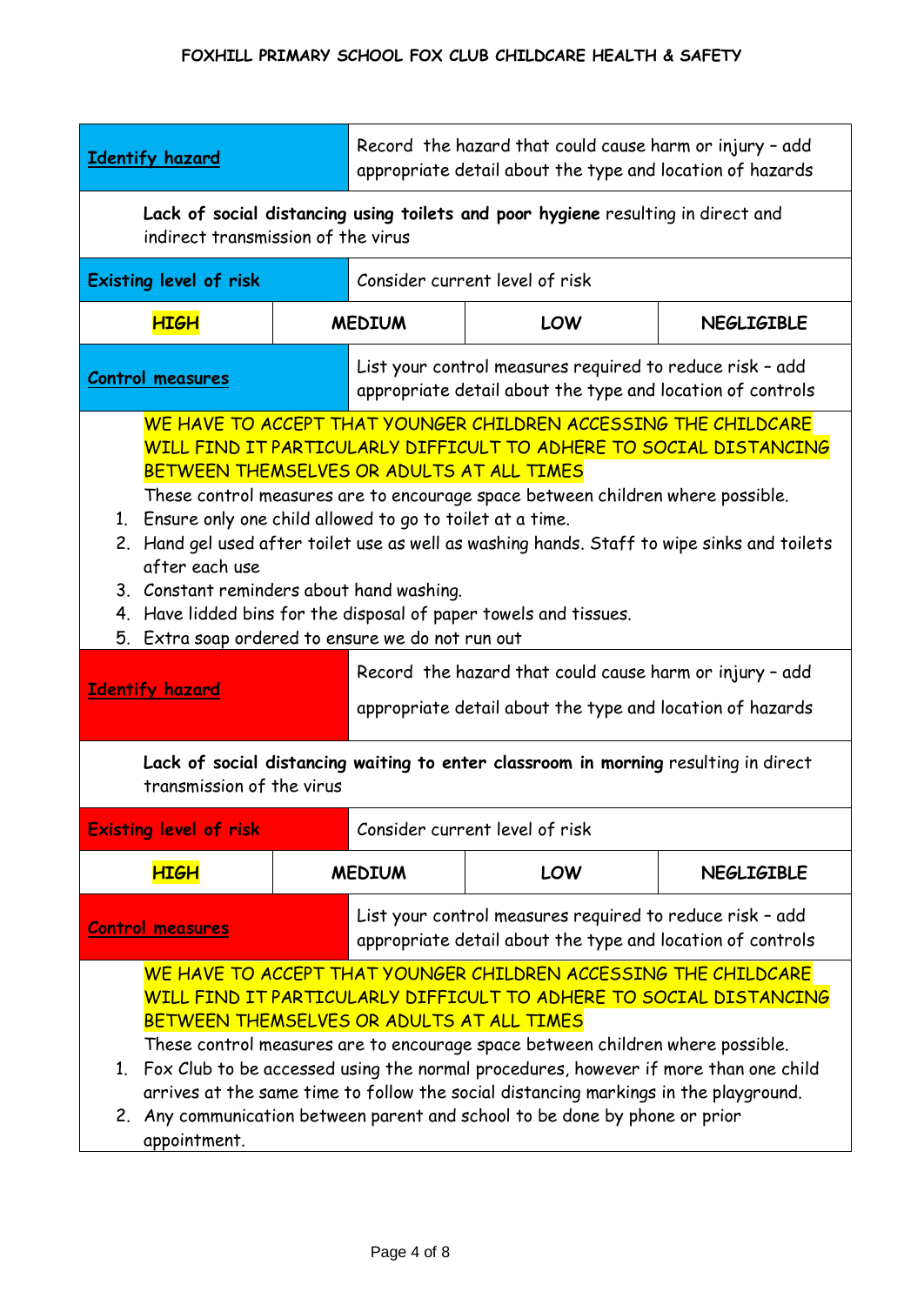| Identify hazard | | Record the hazard that could cause harm or injury – add appropriate detail about the type and location of hazards | |
|---|---|---|---|
| **Lack of social distancing using toilets and poor hygiene** resulting in direct and indirect transmission of the virus | | | |
| Existing level of risk | | Consider current level of risk | |
| HIGH | MEDIUM | LOW | NEGLIGIBLE |
| Control measures | | List your control measures required to reduce risk – add appropriate detail about the type and location of controls | |
| WE HAVE TO ACCEPT THAT YOUNGER CHILDREN ACCESSING THE CHILDCARE WILL FIND IT PARTICULARLY DIFFICULT TO ADHERE TO SOCIAL DISTANCING BETWEEN THEMSELVES OR ADULTS AT ALL TIMES<br>These control measures are to encourage space between children where possible.<br>1. Ensure only one child allowed to go to toilet at a time.<br>2. Hand gel used after toilet use as well as washing hands. Staff to wipe sinks and toilets after each use<br>3. Constant reminders about hand washing.<br>4. Have lidded bins for the disposal of paper towels and tissues.<br>5. Extra soap ordered to ensure we do not run out | | | |

| Identify hazard | | Record the hazard that could cause harm or injury – add appropriate detail about the type and location of hazards | |
|---|---|---|---|
| **Lack of social distancing waiting to enter classroom in morning** resulting in direct transmission of the virus | | | |
| Existing level of risk | | Consider current level of risk | |
| HIGH | MEDIUM | LOW | NEGLIGIBLE |
| Control measures | | List your control measures required to reduce risk – add appropriate detail about the type and location of controls | |
| WE HAVE TO ACCEPT THAT YOUNGER CHILDREN ACCESSING THE CHILDCARE WILL FIND IT PARTICULARLY DIFFICULT TO ADHERE TO SOCIAL DISTANCING BETWEEN THEMSELVES OR ADULTS AT ALL TIMES<br>These control measures are to encourage space between children where possible.<br>1. Fox Club to be accessed using the normal procedures, however if more than one child arrives at the same time to follow the social distancing markings in the playground.<br>2. Any communication between parent and school to be done by phone or prior appointment. | | | |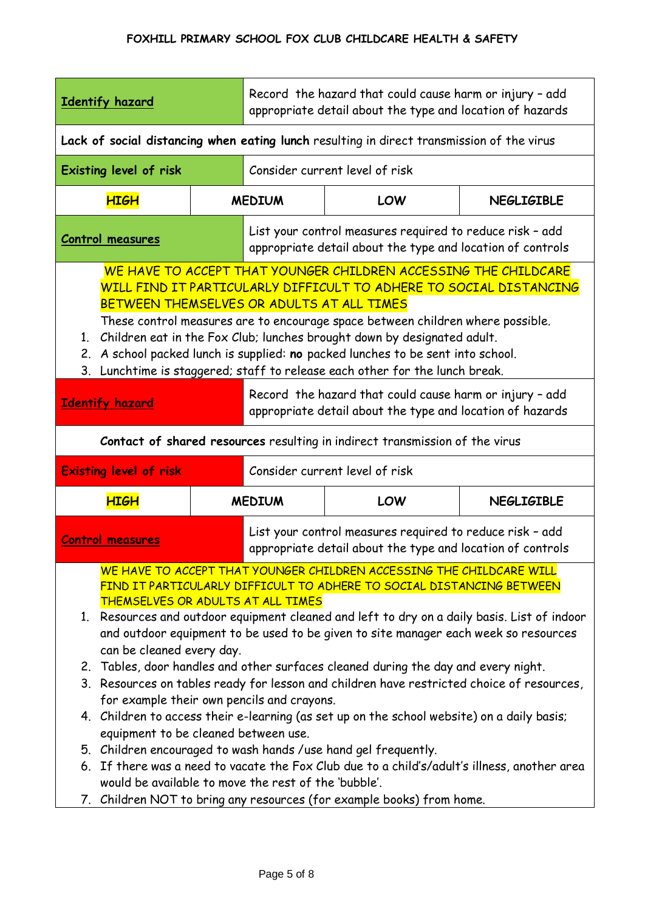**FOXHILL PRIMARY SCHOOL FOX CLUB CHILDCARE HEALTH & SAFETY**

| Identify hazard | Record the hazard that could cause harm or injury – add appropriate detail about the type and location of hazards | | |
|---|---|---|---|
| **Lack of social distancing when eating lunch** resulting in direct transmission of the virus | | | |
| **Existing level of risk** | Consider current level of risk | | |
| **HIGH** | **MEDIUM** | **LOW** | **NEGLIGIBLE** |
| **Control measures** | List your control measures required to reduce risk – add appropriate detail about the type and location of controls | | |

WE HAVE TO ACCEPT THAT YOUNGER CHILDREN ACCESSING THE CHILDCARE WILL FIND IT PARTICULARLY DIFFICULT TO ADHERE TO SOCIAL DISTANCING BETWEEN THEMSELVES OR ADULTS AT ALL TIMES

These control measures are to encourage space between children where possible.

1. Children eat in the Fox Club; lunches brought down by designated adult.
2. A school packed lunch is supplied: **no** packed lunches to be sent into school.
3. Lunchtime is staggered; staff to release each other for the lunch break.

| Identify hazard | Record the hazard that could cause harm or injury – add appropriate detail about the type and location of hazards | | |
|---|---|---|---|
| **Contact of shared resources** resulting in indirect transmission of the virus | | | |
| **Existing level of risk** | Consider current level of risk | | |
| **HIGH** | **MEDIUM** | **LOW** | **NEGLIGIBLE** |
| **Control measures** | List your control measures required to reduce risk – add appropriate detail about the type and location of controls | | |

WE HAVE TO ACCEPT THAT YOUNGER CHILDREN ACCESSING THE CHILDCARE WILL FIND IT PARTICULARLY DIFFICULT TO ADHERE TO SOCIAL DISTANCING BETWEEN THEMSELVES OR ADULTS AT ALL TIMES

1. Resources and outdoor equipment cleaned and left to dry on a daily basis. List of indoor and outdoor equipment to be used to be given to site manager each week so resources can be cleaned every day.
2. Tables, door handles and other surfaces cleaned during the day and every night.
3. Resources on tables ready for lesson and children have restricted choice of resources, for example their own pencils and crayons.
4. Children to access their e-learning (as set up on the school website) on a daily basis; equipment to be cleaned between use.
5. Children encouraged to wash hands /use hand gel frequently.
6. If there was a need to vacate the Fox Club due to a child's/adult's illness, another area would be available to move the rest of the 'bubble'.
7. Children NOT to bring any resources (for example books) from home.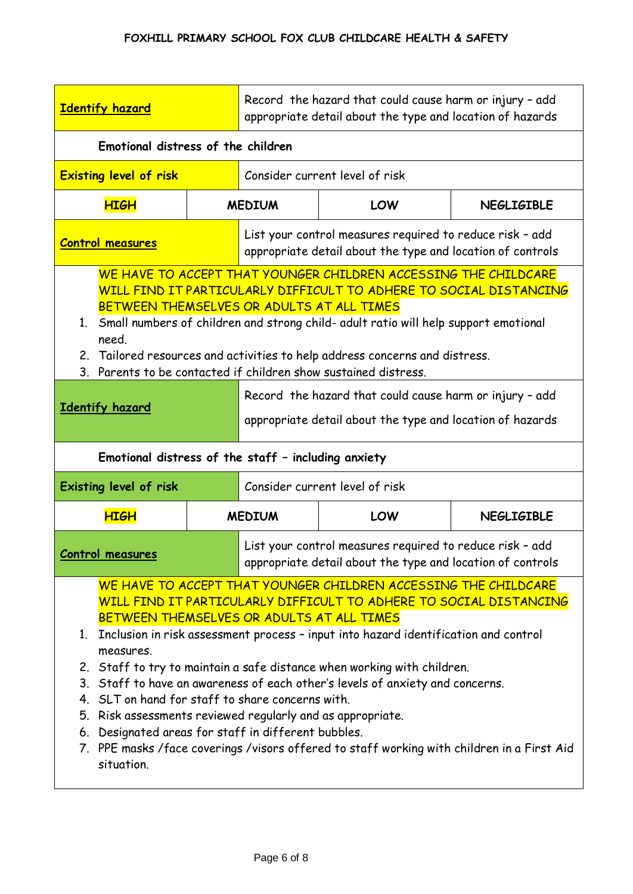## FOXHILL PRIMARY SCHOOL FOX CLUB CHILDCARE HEALTH & SAFETY

| **Identify hazard** | Record the hazard that could cause harm or injury – add appropriate detail about the type and location of hazards | | |
|---|---|---|---|
| **Emotional distress of the children** | | | |
| **Existing level of risk** | Consider current level of risk | | |
| **HIGH** | **MEDIUM** | **LOW** | **NEGLIGIBLE** |
| **Control measures** | List your control measures required to reduce risk – add appropriate detail about the type and location of controls | | |

WE HAVE TO ACCEPT THAT YOUNGER CHILDREN ACCESSING THE CHILDCARE WILL FIND IT PARTICULARLY DIFFICULT TO ADHERE TO SOCIAL DISTANCING BETWEEN THEMSELVES OR ADULTS AT ALL TIMES

1. Small numbers of children and strong child- adult ratio will help support emotional need.
2. Tailored resources and activities to help address concerns and distress.
3. Parents to be contacted if children show sustained distress.

| **Identify hazard** | Record the hazard that could cause harm or injury – add appropriate detail about the type and location of hazards | | |
|---|---|---|---|
| **Emotional distress of the staff – including anxiety** | | | |
| **Existing level of risk** | Consider current level of risk | | |
| **HIGH** | **MEDIUM** | **LOW** | **NEGLIGIBLE** |
| **Control measures** | List your control measures required to reduce risk – add appropriate detail about the type and location of controls | | |

WE HAVE TO ACCEPT THAT YOUNGER CHILDREN ACCESSING THE CHILDCARE WILL FIND IT PARTICULARLY DIFFICULT TO ADHERE TO SOCIAL DISTANCING BETWEEN THEMSELVES OR ADULTS AT ALL TIMES

1. Inclusion in risk assessment process – input into hazard identification and control measures.
2. Staff to try to maintain a safe distance when working with children.
3. Staff to have an awareness of each other's levels of anxiety and concerns.
4. SLT on hand for staff to share concerns with.
5. Risk assessments reviewed regularly and as appropriate.
6. Designated areas for staff in different bubbles.
7. PPE masks /face coverings /visors offered to staff working with children in a First Aid situation.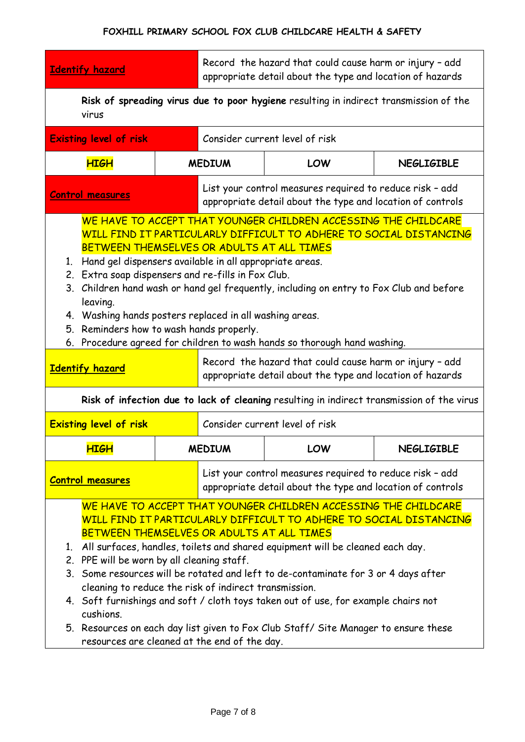**FOXHILL PRIMARY SCHOOL FOX CLUB CHILDCARE HEALTH & SAFETY**

| | | | |
|---|---|---|---|
| **Identify hazard** | Record the hazard that could cause harm or injury – add appropriate detail about the type and location of hazards | | |
| **Risk of spreading virus due to poor hygiene** resulting in indirect transmission of the virus | | | |
| **Existing level of risk** | Consider current level of risk | | |
| **HIGH** | **MEDIUM** | **LOW** | **NEGLIGIBLE** |
| **Control measures** | List your control measures required to reduce risk – add appropriate detail about the type and location of controls | | |

WE HAVE TO ACCEPT THAT YOUNGER CHILDREN ACCESSING THE CHILDCARE WILL FIND IT PARTICULARLY DIFFICULT TO ADHERE TO SOCIAL DISTANCING BETWEEN THEMSELVES OR ADULTS AT ALL TIMES

1. Hand gel dispensers available in all appropriate areas.
2. Extra soap dispensers and re-fills in Fox Club.
3. Children hand wash or hand gel frequently, including on entry to Fox Club and before leaving.
4. Washing hands posters replaced in all washing areas.
5. Reminders how to wash hands properly.
6. Procedure agreed for children to wash hands so thorough hand washing.

| | | | |
|---|---|---|---|
| **Identify hazard** | Record the hazard that could cause harm or injury – add appropriate detail about the type and location of hazards | | |
| **Risk of infection due to lack of cleaning** resulting in indirect transmission of the virus | | | |
| **Existing level of risk** | Consider current level of risk | | |
| **HIGH** | **MEDIUM** | **LOW** | **NEGLIGIBLE** |
| **Control measures** | List your control measures required to reduce risk – add appropriate detail about the type and location of controls | | |

WE HAVE TO ACCEPT THAT YOUNGER CHILDREN ACCESSING THE CHILDCARE WILL FIND IT PARTICULARLY DIFFICULT TO ADHERE TO SOCIAL DISTANCING BETWEEN THEMSELVES OR ADULTS AT ALL TIMES

1. All surfaces, handles, toilets and shared equipment will be cleaned each day.
2. PPE will be worn by all cleaning staff.
3. Some resources will be rotated and left to de-contaminate for 3 or 4 days after cleaning to reduce the risk of indirect transmission.
4. Soft furnishings and soft / cloth toys taken out of use, for example chairs not cushions.
5. Resources on each day list given to Fox Club Staff/ Site Manager to ensure these resources are cleaned at the end of the day.